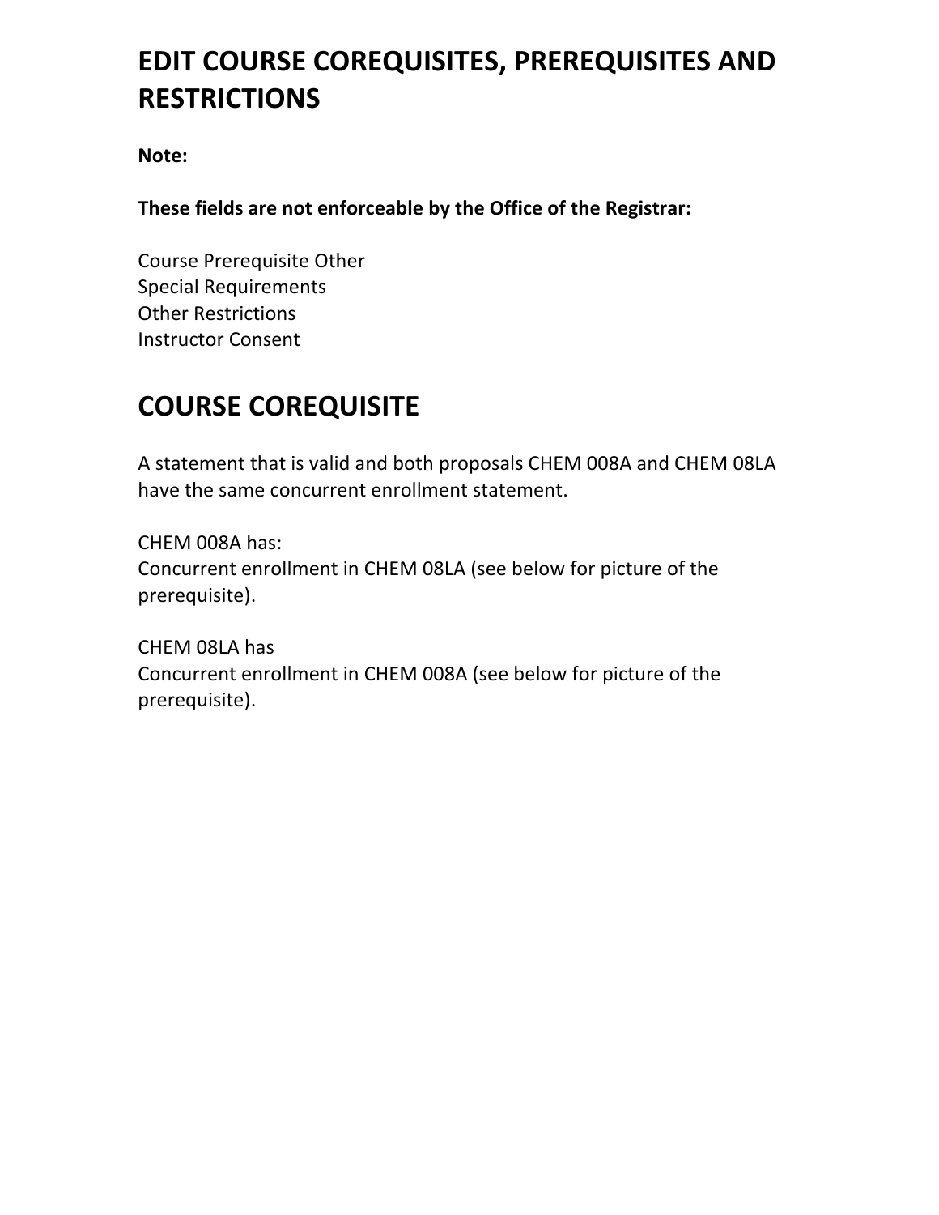# EDIT COURSE COREQUISITES, PREREQUISITES AND RESTRICTIONS

**Note:**

**These fields are not enforceable by the Office of the Registrar:**

Course Prerequisite Other
Special Requirements
Other Restrictions
Instructor Consent

# COURSE COREQUISITE

A statement that is valid and both proposals CHEM 008A and CHEM 08LA have the same concurrent enrollment statement.

CHEM 008A has:
Concurrent enrollment in CHEM 08LA (see below for picture of the prerequisite).

CHEM 08LA has
Concurrent enrollment in CHEM 008A (see below for picture of the prerequisite).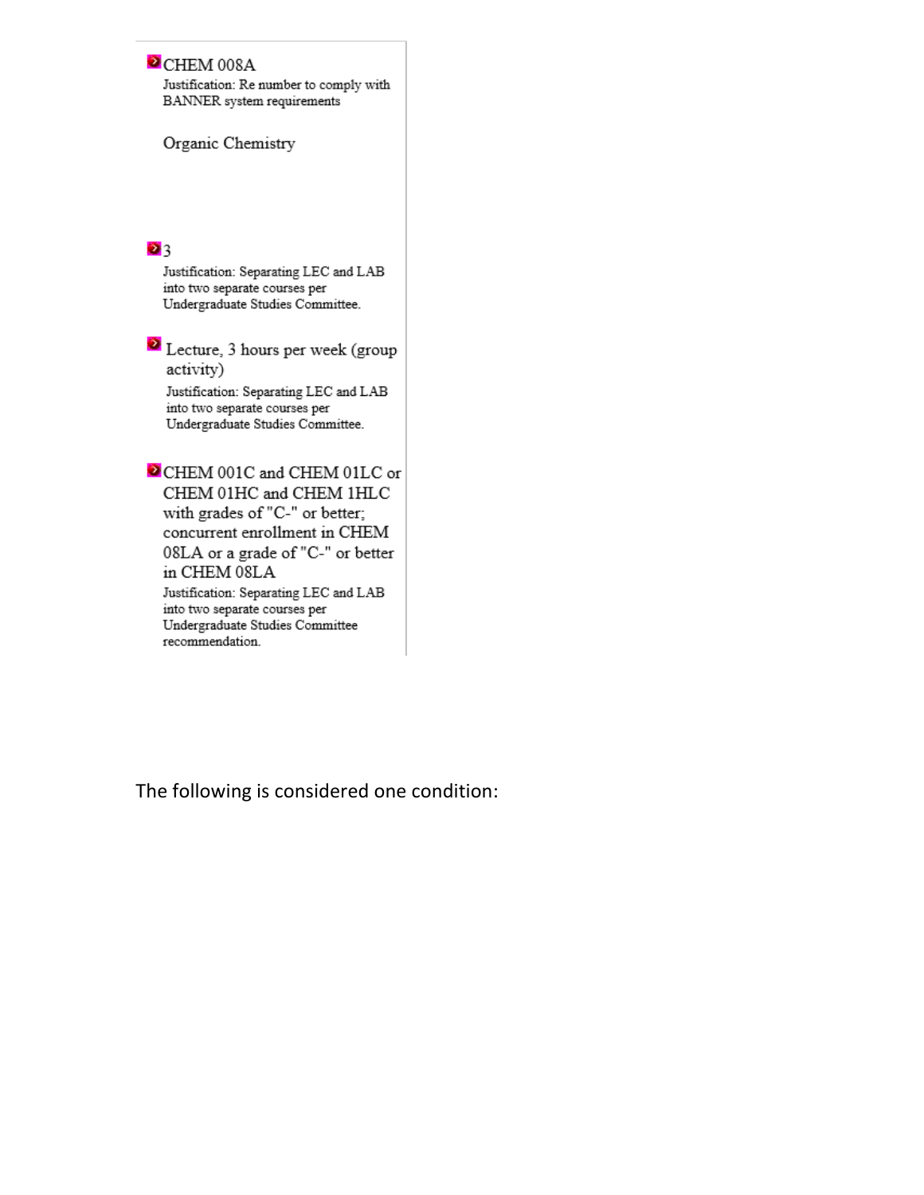CHEM 008A

Justification: Re number to comply with BANNER system requirements

Organic Chemistry

3

Justification: Separating LEC and LAB into two separate courses per Undergraduate Studies Committee.

Lecture, 3 hours per week (group activity)

Justification: Separating LEC and LAB into two separate courses per Undergraduate Studies Committee.

CHEM 001C and CHEM 01LC or CHEM 01HC and CHEM 1HLC with grades of "C-" or better; concurrent enrollment in CHEM 08LA or a grade of "C-" or better in CHEM 08LA

Justification: Separating LEC and LAB into two separate courses per Undergraduate Studies Committee recommendation.

The following is considered one condition: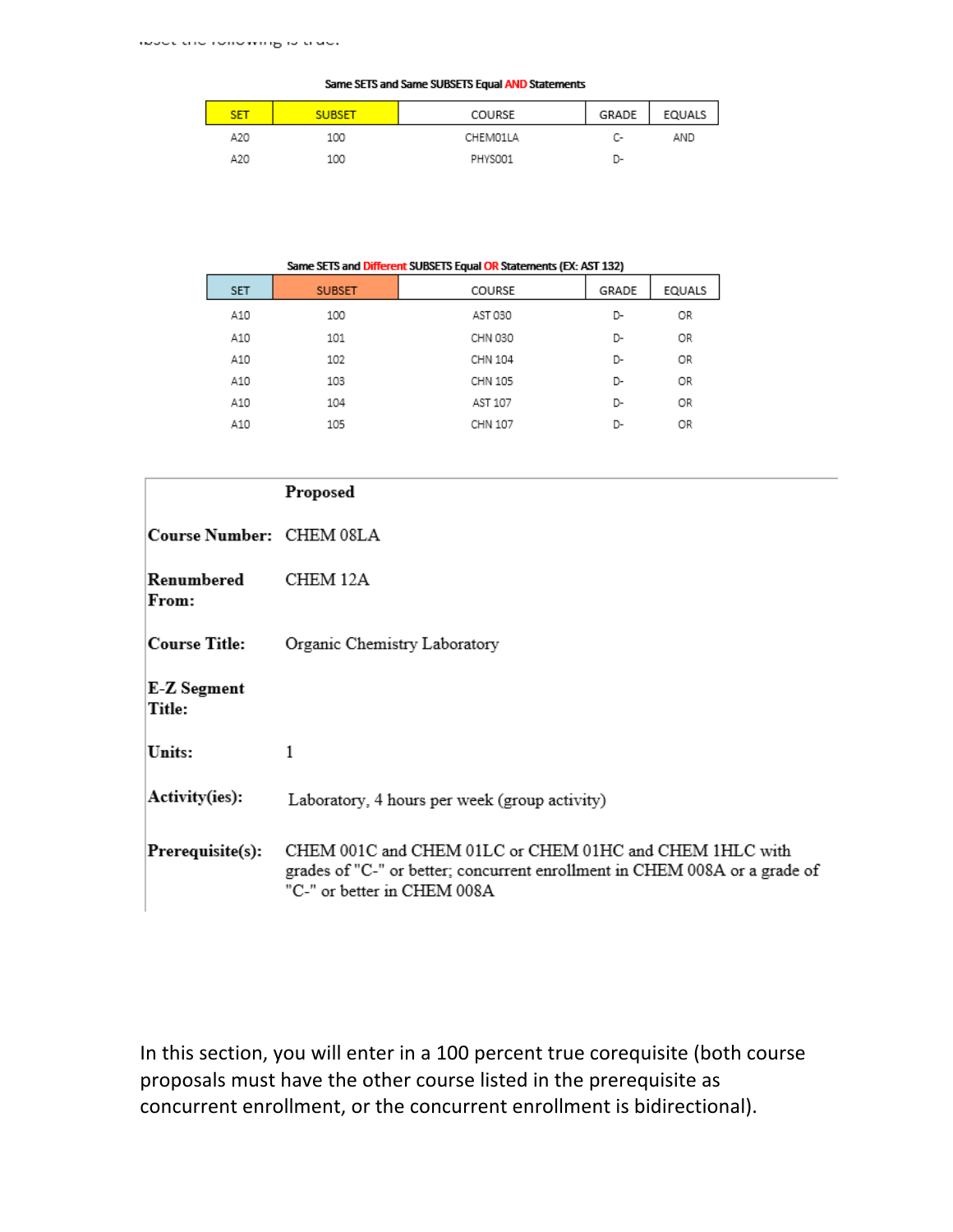**Same SETS and Same SUBSETS Equal AND Statements**

| SET | SUBSET | COURSE | GRADE | EQUALS |
|---|---|---|---|---|
| A20 | 100 | CHEM01LA | C- | AND |
| A20 | 100 | PHYS001 | D- | |

**Same SETS and Different SUBSETS Equal OR Statements (EX: AST 132)**

| SET | SUBSET | COURSE | GRADE | EQUALS |
|---|---|---|---|---|
| A10 | 100 | AST 030 | D- | OR |
| A10 | 101 | CHN 030 | D- | OR |
| A10 | 102 | CHN 104 | D- | OR |
| A10 | 103 | CHN 105 | D- | OR |
| A10 | 104 | AST 107 | D- | OR |
| A10 | 105 | CHN 107 | D- | OR |

| | Proposed |
|---|---|
| **Course Number:** | CHEM 08LA |
| **Renumbered From:** | CHEM 12A |
| **Course Title:** | Organic Chemistry Laboratory |
| **E-Z Segment Title:** | |
| **Units:** | 1 |
| **Activity(ies):** | Laboratory, 4 hours per week (group activity) |
| **Prerequisite(s):** | CHEM 001C and CHEM 01LC or CHEM 01HC and CHEM 1HLC with grades of "C-" or better; concurrent enrollment in CHEM 008A or a grade of "C-" or better in CHEM 008A |

In this section, you will enter in a 100 percent true corequisite (both course proposals must have the other course listed in the prerequisite as concurrent enrollment, or the concurrent enrollment is bidirectional).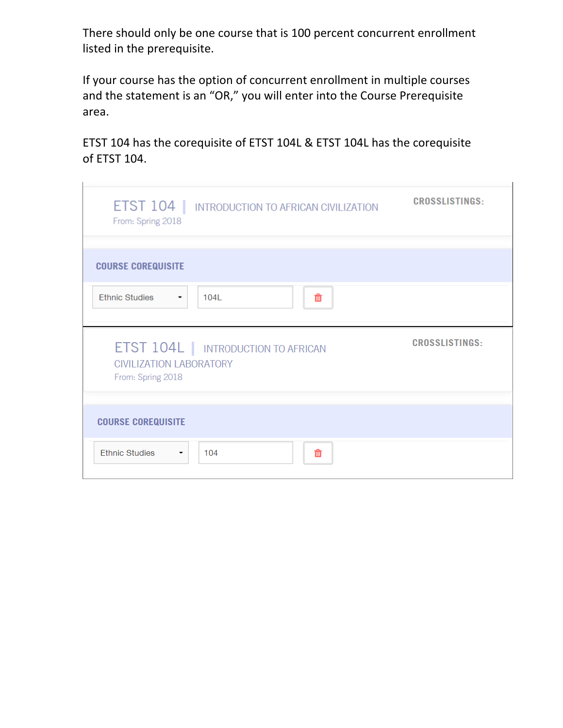There should only be one course that is 100 percent concurrent enrollment listed in the prerequisite.

If your course has the option of concurrent enrollment in multiple courses and the statement is an "OR," you will enter into the Course Prerequisite area.

ETST 104 has the corequisite of ETST 104L & ETST 104L has the corequisite of ETST 104.

ETST 104 | INTRODUCTION TO AFRICAN CIVILIZATION

From: Spring 2018

CROSSLISTINGS:

COURSE COREQUISITE

Ethnic Studies | 104L

ETST 104L | INTRODUCTION TO AFRICAN CIVILIZATION LABORATORY

From: Spring 2018

CROSSLISTINGS:

COURSE COREQUISITE

Ethnic Studies | 104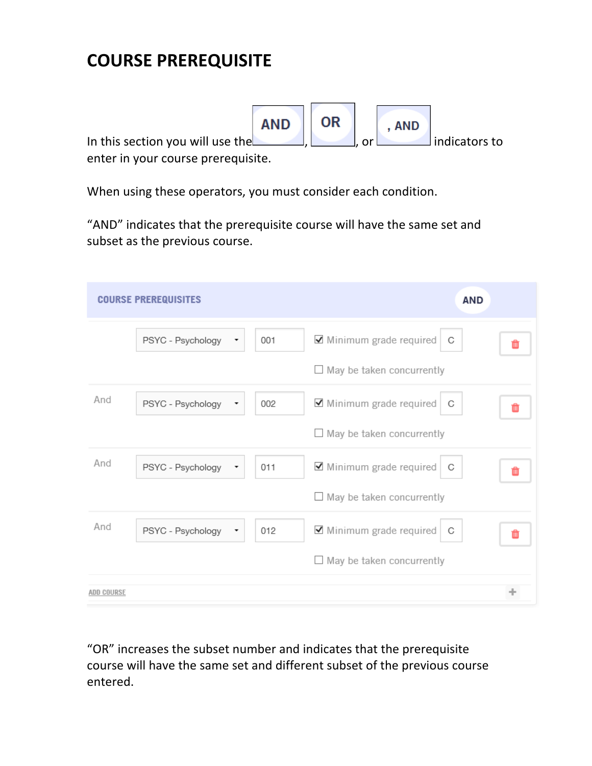# COURSE PREREQUISITE

In this section you will use the AND, OR, or , AND indicators to enter in your course prerequisite.

When using these operators, you must consider each condition.

"AND" indicates that the prerequisite course will have the same set and subset as the previous course.

**COURSE PREREQUISITES** AND

| | Subject | Course | Minimum grade required | Grade | May be taken concurrently |
|---|---|---|---|---|---|
| | PSYC - Psychology | 001 | ☑ | C | ☐ |
| And | PSYC - Psychology | 002 | ☑ | C | ☐ |
| And | PSYC - Psychology | 011 | ☑ | C | ☐ |
| And | PSYC - Psychology | 012 | ☑ | C | ☐ |

ADD COURSE +

"OR" increases the subset number and indicates that the prerequisite course will have the same set and different subset of the previous course entered.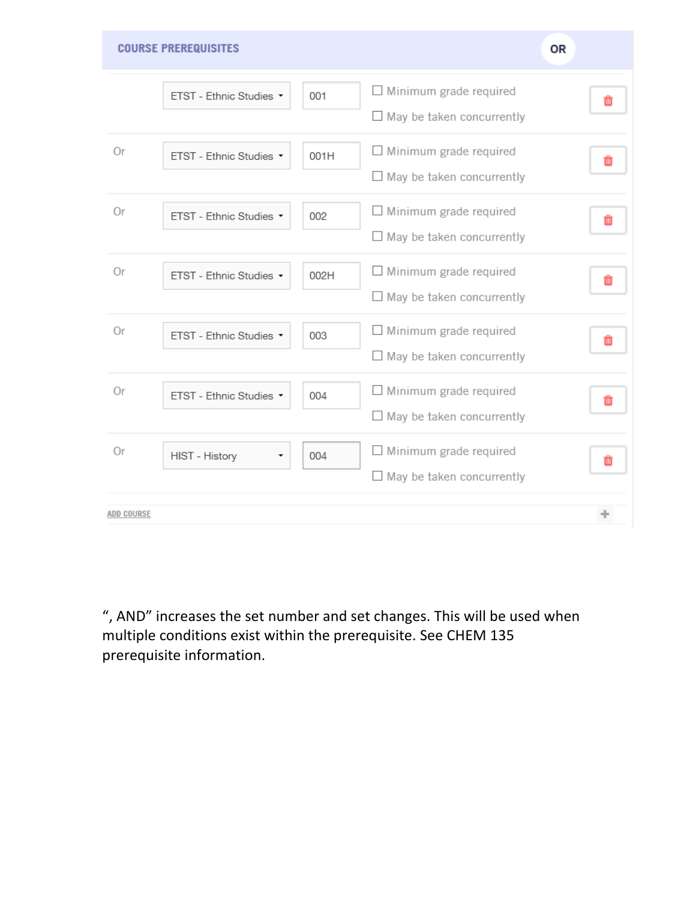## COURSE PREREQUISITES

OR

| | Subject | Course | Options |
|---|---|---|---|
| | ETST - Ethnic Studies | 001 | ☐ Minimum grade required ☐ May be taken concurrently |
| Or | ETST - Ethnic Studies | 001H | ☐ Minimum grade required ☐ May be taken concurrently |
| Or | ETST - Ethnic Studies | 002 | ☐ Minimum grade required ☐ May be taken concurrently |
| Or | ETST - Ethnic Studies | 002H | ☐ Minimum grade required ☐ May be taken concurrently |
| Or | ETST - Ethnic Studies | 003 | ☐ Minimum grade required ☐ May be taken concurrently |
| Or | ETST - Ethnic Studies | 004 | ☐ Minimum grade required ☐ May be taken concurrently |
| Or | HIST - History | 004 | ☐ Minimum grade required ☐ May be taken concurrently |

ADD COURSE

", AND" increases the set number and set changes. This will be used when multiple conditions exist within the prerequisite. See CHEM 135 prerequisite information.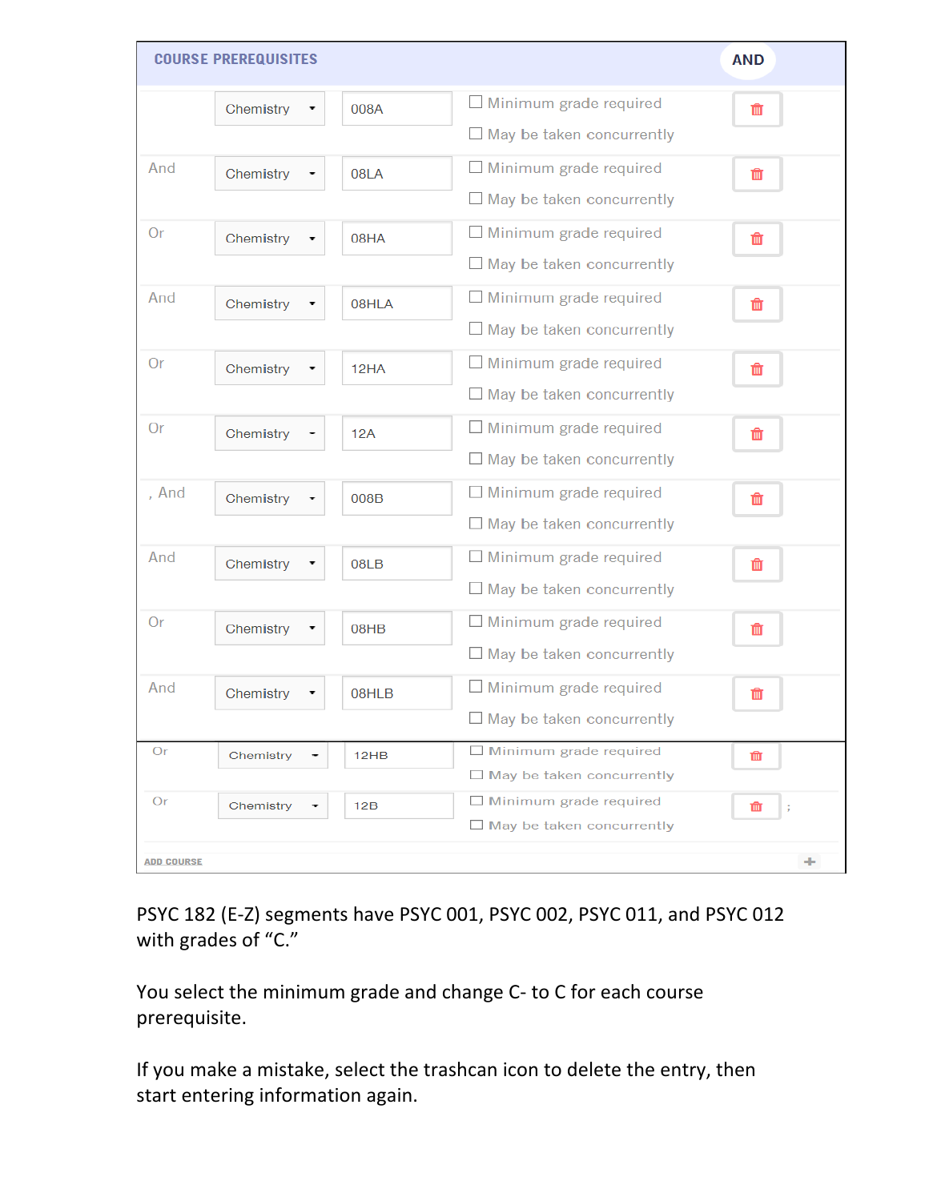| COURSE PREREQUISITES | | | | AND |
|---|---|---|---|---|
| | Chemistry | 008A | ☐ Minimum grade required ☐ May be taken concurrently | |
| And | Chemistry | 08LA | ☐ Minimum grade required ☐ May be taken concurrently | |
| Or | Chemistry | 08HA | ☐ Minimum grade required ☐ May be taken concurrently | |
| And | Chemistry | 08HLA | ☐ Minimum grade required ☐ May be taken concurrently | |
| Or | Chemistry | 12HA | ☐ Minimum grade required ☐ May be taken concurrently | |
| Or | Chemistry | 12A | ☐ Minimum grade required ☐ May be taken concurrently | |
| , And | Chemistry | 008B | ☐ Minimum grade required ☐ May be taken concurrently | |
| And | Chemistry | 08LB | ☐ Minimum grade required ☐ May be taken concurrently | |
| Or | Chemistry | 08HB | ☐ Minimum grade required ☐ May be taken concurrently | |
| And | Chemistry | 08HLB | ☐ Minimum grade required ☐ May be taken concurrently | |
| Or | Chemistry | 12HB | ☐ Minimum grade required ☐ May be taken concurrently | |
| Or | Chemistry | 12B | ☐ Minimum grade required ☐ May be taken concurrently | ; |

ADD COURSE +

PSYC 182 (E-Z) segments have PSYC 001, PSYC 002, PSYC 011, and PSYC 012 with grades of "C."

You select the minimum grade and change C- to C for each course prerequisite.

If you make a mistake, select the trashcan icon to delete the entry, then start entering information again.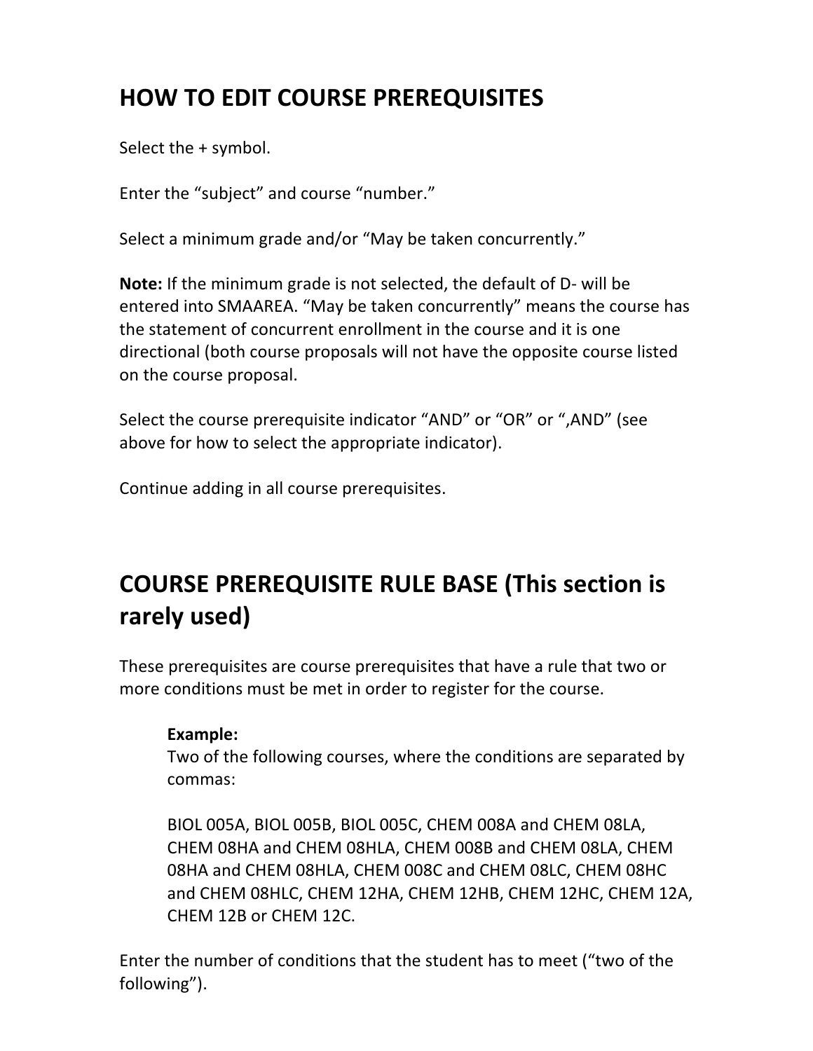## HOW TO EDIT COURSE PREREQUISITES

Select the + symbol.

Enter the “subject” and course “number.”

Select a minimum grade and/or “May be taken concurrently.”

**Note:** If the minimum grade is not selected, the default of D- will be entered into SMAAREA. “May be taken concurrently” means the course has the statement of concurrent enrollment in the course and it is one directional (both course proposals will not have the opposite course listed on the course proposal.

Select the course prerequisite indicator “AND” or “OR” or “,AND” (see above for how to select the appropriate indicator).

Continue adding in all course prerequisites.

## COURSE PREREQUISITE RULE BASE (This section is rarely used)

These prerequisites are course prerequisites that have a rule that two or more conditions must be met in order to register for the course.

> **Example:**
> Two of the following courses, where the conditions are separated by commas:
>
> BIOL 005A, BIOL 005B, BIOL 005C, CHEM 008A and CHEM 08LA, CHEM 08HA and CHEM 08HLA, CHEM 008B and CHEM 08LA, CHEM 08HA and CHEM 08HLA, CHEM 008C and CHEM 08LC, CHEM 08HC and CHEM 08HLC, CHEM 12HA, CHEM 12HB, CHEM 12HC, CHEM 12A, CHEM 12B or CHEM 12C.

Enter the number of conditions that the student has to meet (“two of the following”).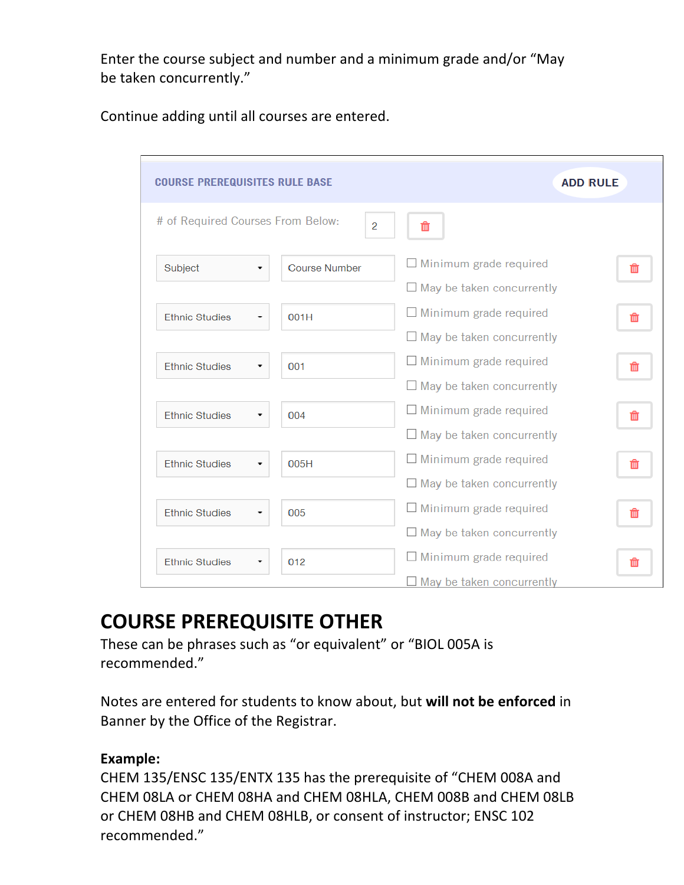Enter the course subject and number and a minimum grade and/or "May be taken concurrently."

Continue adding until all courses are entered.

**COURSE PREREQUISITES RULE BASE** — ADD RULE

# of Required Courses From Below: 2

| Subject | Course Number | Options |
|---|---|---|
| Subject | Course Number | ☐ Minimum grade required ☐ May be taken concurrently |
| Ethnic Studies | 001H | ☐ Minimum grade required ☐ May be taken concurrently |
| Ethnic Studies | 001 | ☐ Minimum grade required ☐ May be taken concurrently |
| Ethnic Studies | 004 | ☐ Minimum grade required ☐ May be taken concurrently |
| Ethnic Studies | 005H | ☐ Minimum grade required ☐ May be taken concurrently |
| Ethnic Studies | 005 | ☐ Minimum grade required ☐ May be taken concurrently |
| Ethnic Studies | 012 | ☐ Minimum grade required ☐ May be taken concurrently |

# COURSE PREREQUISITE OTHER

These can be phrases such as "or equivalent" or "BIOL 005A is recommended."

Notes are entered for students to know about, but **will not be enforced** in Banner by the Office of the Registrar.

**Example:**

CHEM 135/ENSC 135/ENTX 135 has the prerequisite of "CHEM 008A and CHEM 08LA or CHEM 08HA and CHEM 08HLA, CHEM 008B and CHEM 08LB or CHEM 08HB and CHEM 08HLB, or consent of instructor; ENSC 102 recommended."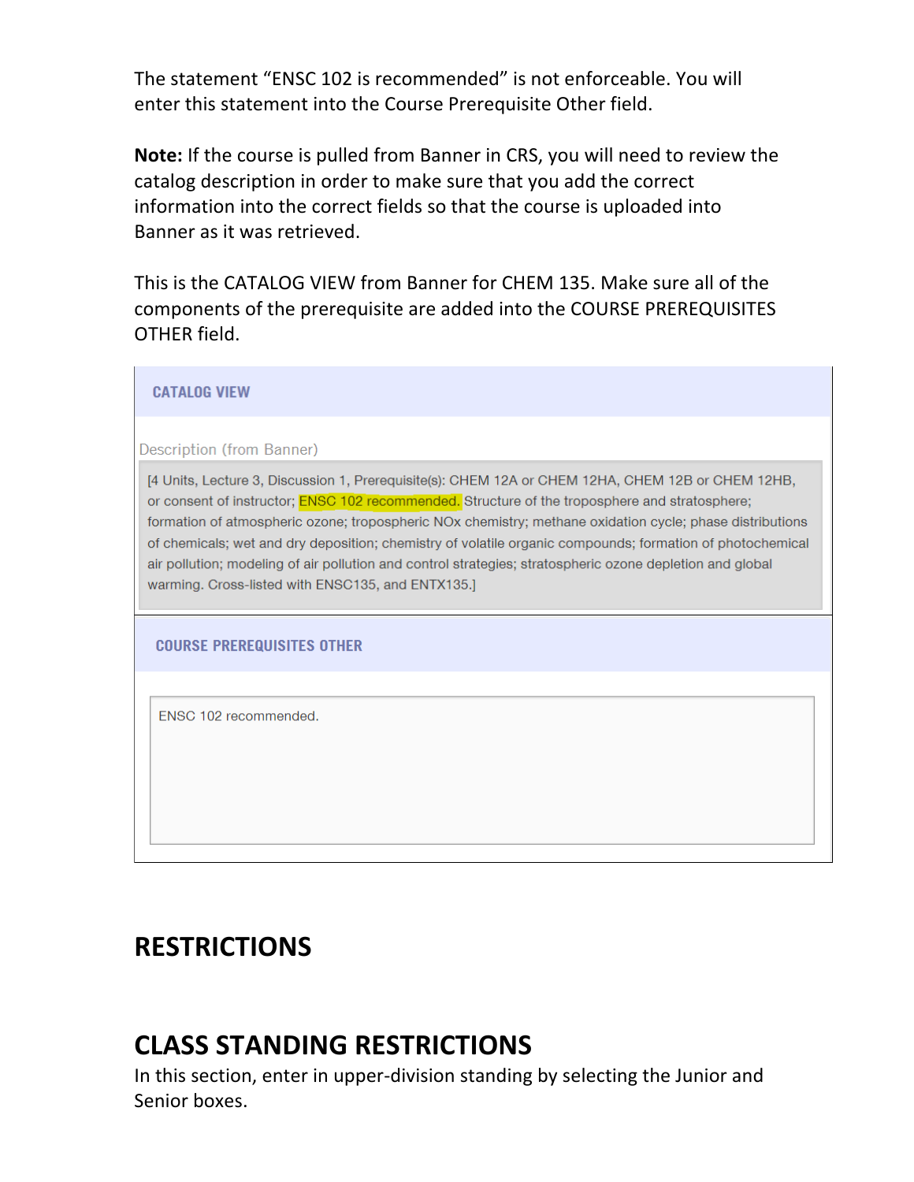The statement "ENSC 102 is recommended" is not enforceable. You will enter this statement into the Course Prerequisite Other field.

**Note:** If the course is pulled from Banner in CRS, you will need to review the catalog description in order to make sure that you add the correct information into the correct fields so that the course is uploaded into Banner as it was retrieved.

This is the CATALOG VIEW from Banner for CHEM 135. Make sure all of the components of the prerequisite are added into the COURSE PREREQUISITES OTHER field.

**CATALOG VIEW**

Description (from Banner)

> [4 Units, Lecture 3, Discussion 1, Prerequisite(s): CHEM 12A or CHEM 12HA, CHEM 12B or CHEM 12HB, or consent of instructor; ENSC 102 recommended. Structure of the troposphere and stratosphere; formation of atmospheric ozone; tropospheric NOx chemistry; methane oxidation cycle; phase distributions of chemicals; wet and dry deposition; chemistry of volatile organic compounds; formation of photochemical air pollution; modeling of air pollution and control strategies; stratospheric ozone depletion and global warming. Cross-listed with ENSC135, and ENTX135.]

**COURSE PREREQUISITES OTHER**

> ENSC 102 recommended.

# RESTRICTIONS

# CLASS STANDING RESTRICTIONS

In this section, enter in upper-division standing by selecting the Junior and Senior boxes.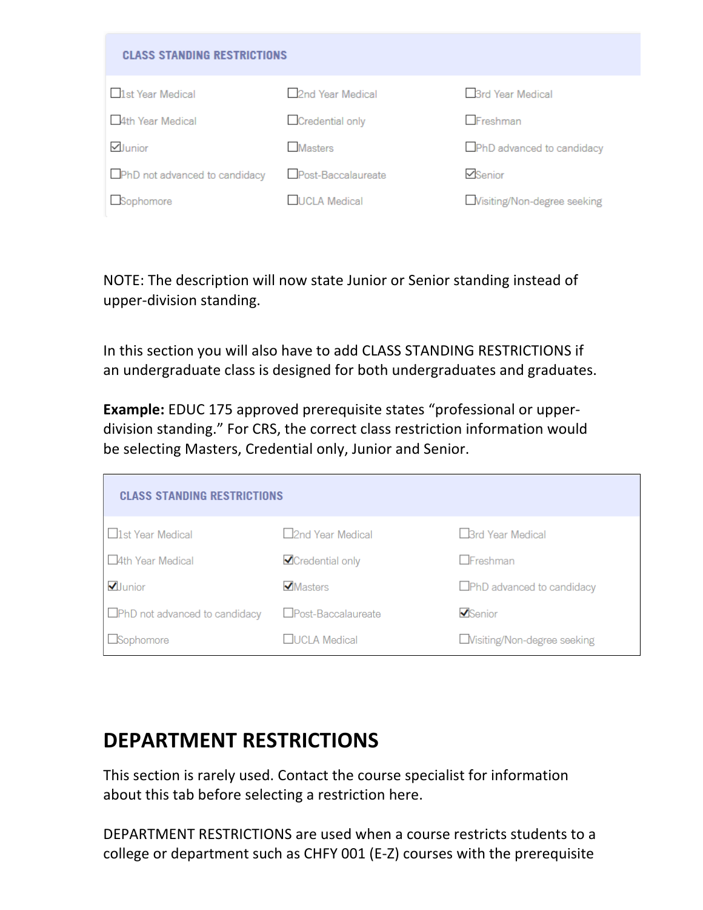| CLASS STANDING RESTRICTIONS | | |
|---|---|---|
| ☐1st Year Medical | ☐2nd Year Medical | ☐3rd Year Medical |
| ☐4th Year Medical | ☐Credential only | ☐Freshman |
| ☑Junior | ☐Masters | ☐PhD advanced to candidacy |
| ☐PhD not advanced to candidacy | ☐Post-Baccalaureate | ☑Senior |
| ☐Sophomore | ☐UCLA Medical | ☐Visiting/Non-degree seeking |

NOTE: The description will now state Junior or Senior standing instead of upper-division standing.

In this section you will also have to add CLASS STANDING RESTRICTIONS if an undergraduate class is designed for both undergraduates and graduates.

**Example:** EDUC 175 approved prerequisite states "professional or upper-division standing." For CRS, the correct class restriction information would be selecting Masters, Credential only, Junior and Senior.

| CLASS STANDING RESTRICTIONS | | |
|---|---|---|
| ☐1st Year Medical | ☐2nd Year Medical | ☐3rd Year Medical |
| ☐4th Year Medical | ☑Credential only | ☐Freshman |
| ☑Junior | ☑Masters | ☐PhD advanced to candidacy |
| ☐PhD not advanced to candidacy | ☐Post-Baccalaureate | ☑Senior |
| ☐Sophomore | ☐UCLA Medical | ☐Visiting/Non-degree seeking |

## DEPARTMENT RESTRICTIONS

This section is rarely used. Contact the course specialist for information about this tab before selecting a restriction here.

DEPARTMENT RESTRICTIONS are used when a course restricts students to a college or department such as CHFY 001 (E-Z) courses with the prerequisite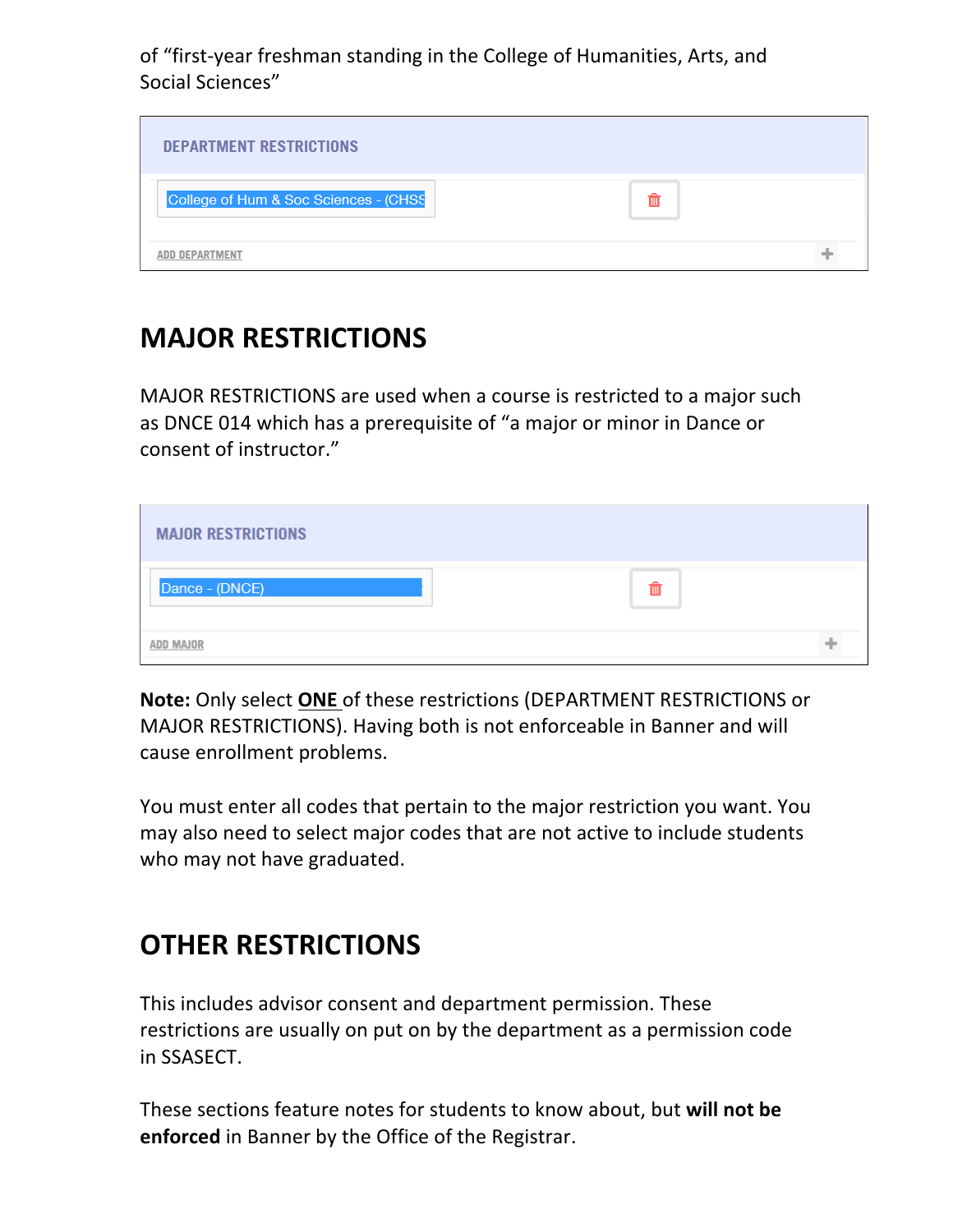of "first-year freshman standing in the College of Humanities, Arts, and Social Sciences"

| DEPARTMENT RESTRICTIONS |
| --- |
| College of Hum & Soc Sciences - (CHSS |
| ADD DEPARTMENT |

## MAJOR RESTRICTIONS

MAJOR RESTRICTIONS are used when a course is restricted to a major such as DNCE 014 which has a prerequisite of "a major or minor in Dance or consent of instructor."

| MAJOR RESTRICTIONS |
| --- |
| Dance - (DNCE) |
| ADD MAJOR |

**Note:** Only select **ONE** of these restrictions (DEPARTMENT RESTRICTIONS or MAJOR RESTRICTIONS). Having both is not enforceable in Banner and will cause enrollment problems.

You must enter all codes that pertain to the major restriction you want. You may also need to select major codes that are not active to include students who may not have graduated.

## OTHER RESTRICTIONS

This includes advisor consent and department permission. These restrictions are usually on put on by the department as a permission code in SSASECT.

These sections feature notes for students to know about, but **will not be enforced** in Banner by the Office of the Registrar.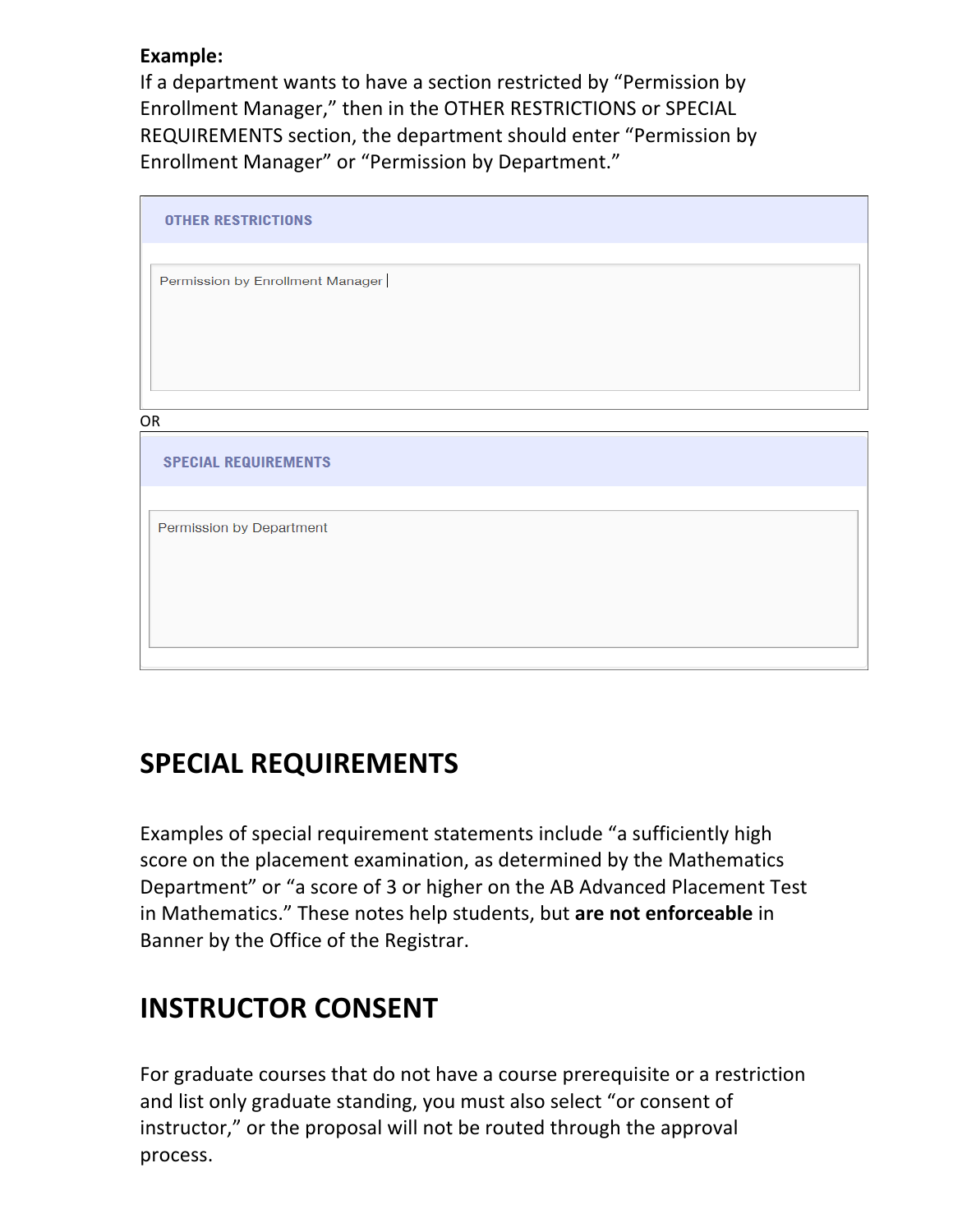**Example:**
If a department wants to have a section restricted by “Permission by Enrollment Manager,” then in the OTHER RESTRICTIONS or SPECIAL REQUIREMENTS section, the department should enter “Permission by Enrollment Manager” or “Permission by Department.”

| OTHER RESTRICTIONS |
| --- |
| Permission by Enrollment Manager |

OR

| SPECIAL REQUIREMENTS |
| --- |
| Permission by Department |

## SPECIAL REQUIREMENTS

Examples of special requirement statements include “a sufficiently high score on the placement examination, as determined by the Mathematics Department” or “a score of 3 or higher on the AB Advanced Placement Test in Mathematics.” These notes help students, but **are not enforceable** in Banner by the Office of the Registrar.

## INSTRUCTOR CONSENT

For graduate courses that do not have a course prerequisite or a restriction and list only graduate standing, you must also select “or consent of instructor,” or the proposal will not be routed through the approval process.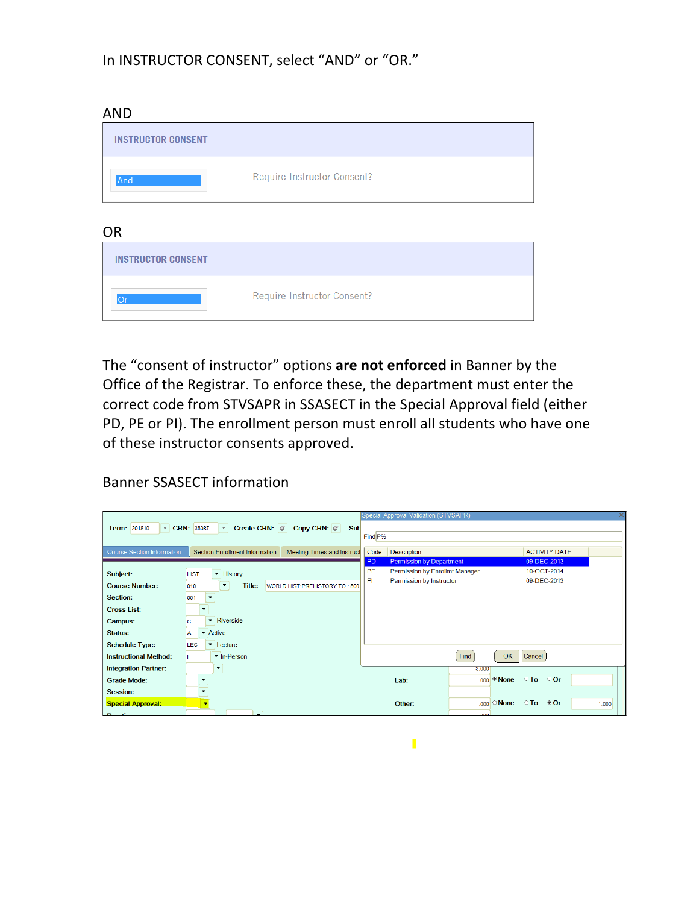In INSTRUCTOR CONSENT, select "AND" or "OR."

AND

| INSTRUCTOR CONSENT | |
|---|---|
| And | Require Instructor Consent? |

OR

| INSTRUCTOR CONSENT | |
|---|---|
| Or | Require Instructor Consent? |

The "consent of instructor" options **are not enforced** in Banner by the Office of the Registrar. To enforce these, the department must enter the correct code from STVSAPR in SSASECT in the Special Approval field (either PD, PE or PI). The enrollment person must enroll all students who have one of these instructor consents approved.

Banner SSASECT information

Term: 201810 CRN: 36087 Create CRN: Copy CRN:

Course Section Information | Section Enrollment Information | Meeting Times and Instruct

| Field | Value |
|---|---|
| Subject: | HIST History |
| Course Number: | 010 Title: WORLD HIST:PREHISTORY TO 1600 |
| Section: | 001 |
| Cross List: | |
| Campus: | C Riverside |
| Status: | A Active |
| Schedule Type: | LEC Lecture |
| Instructional Method: | I In-Person |
| Integration Partner: | |
| Grade Mode: | |
| Session: | |
| Special Approval: | |

Lab: .000 None To Or

Other: .000 None To Or 1.000

Special Approval Validation (STVSAPR)

Find P%

| Code | Description | ACTIVITY DATE |
|---|---|---|
| PD | Permission by Department | 09-DEC-2013 |
| PE | Permission by Enrollmt Manager | 10-OCT-2014 |
| PI | Permission by Instructor | 09-DEC-2013 |

Find | OK | Cancel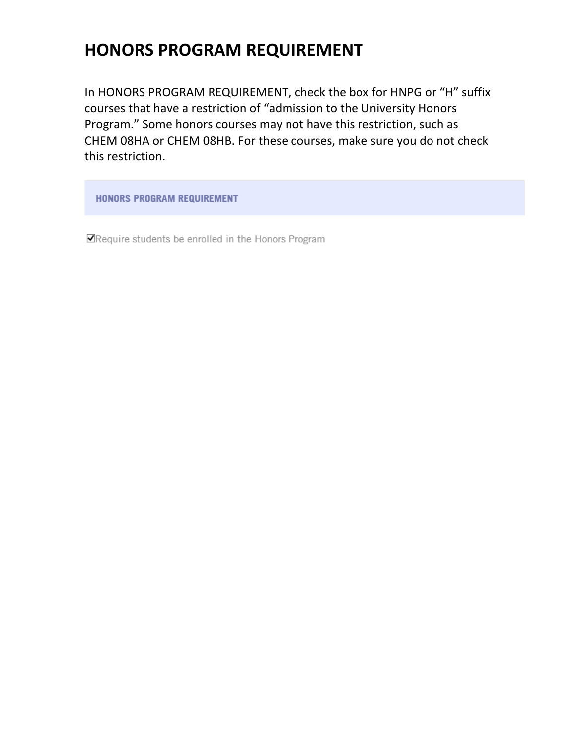# HONORS PROGRAM REQUIREMENT

In HONORS PROGRAM REQUIREMENT, check the box for HNPG or "H" suffix courses that have a restriction of "admission to the University Honors Program." Some honors courses may not have this restriction, such as CHEM 08HA or CHEM 08HB. For these courses, make sure you do not check this restriction.

**HONORS PROGRAM REQUIREMENT**

☑ Require students be enrolled in the Honors Program